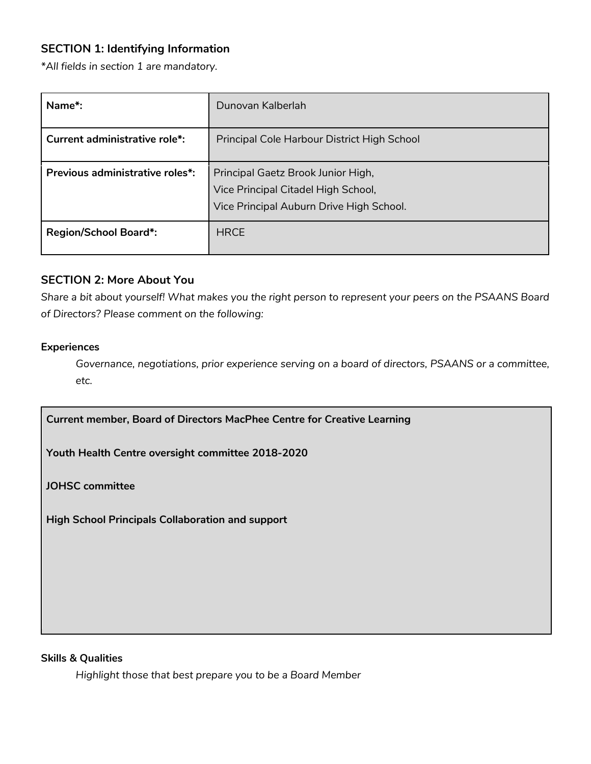### SECTION 1: Identifying Information

*\*All fields in section 1 are mandatory.*

| Name*: | Dunovan Kalberlah |
|---|---|
| **Current administrative role*:** | Principal Cole Harbour District High School |
| **Previous administrative roles*:** | Principal Gaetz Brook Junior High,<br>Vice Principal Citadel High School,<br>Vice Principal Auburn Drive High School. |
| **Region/School Board*:** | HRCE |

### SECTION 2: More About You

*Share a bit about yourself! What makes you the right person to represent your peers on the PSAANS Board of Directors? Please comment on the following:*

**Experiences**

*Governance, negotiations, prior experience serving on a board of directors, PSAANS or a committee, etc.*

**Current member, Board of Directors MacPhee Centre for Creative Learning**

**Youth Health Centre oversight committee 2018-2020**

**JOHSC committee**

**High School Principals Collaboration and support**

**Skills & Qualities**

*Highlight those that best prepare you to be a Board Member*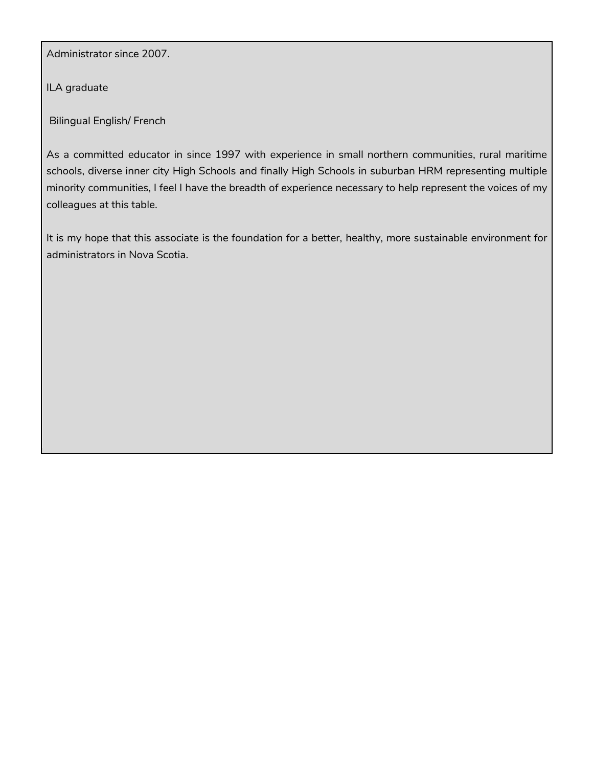Administrator since 2007.

ILA graduate

Bilingual English/ French

As a committed educator in since 1997 with experience in small northern communities, rural maritime schools, diverse inner city High Schools and finally High Schools in suburban HRM representing multiple minority communities, I feel I have the breadth of experience necessary to help represent the voices of my colleagues at this table.

It is my hope that this associate is the foundation for a better, healthy, more sustainable environment for administrators in Nova Scotia.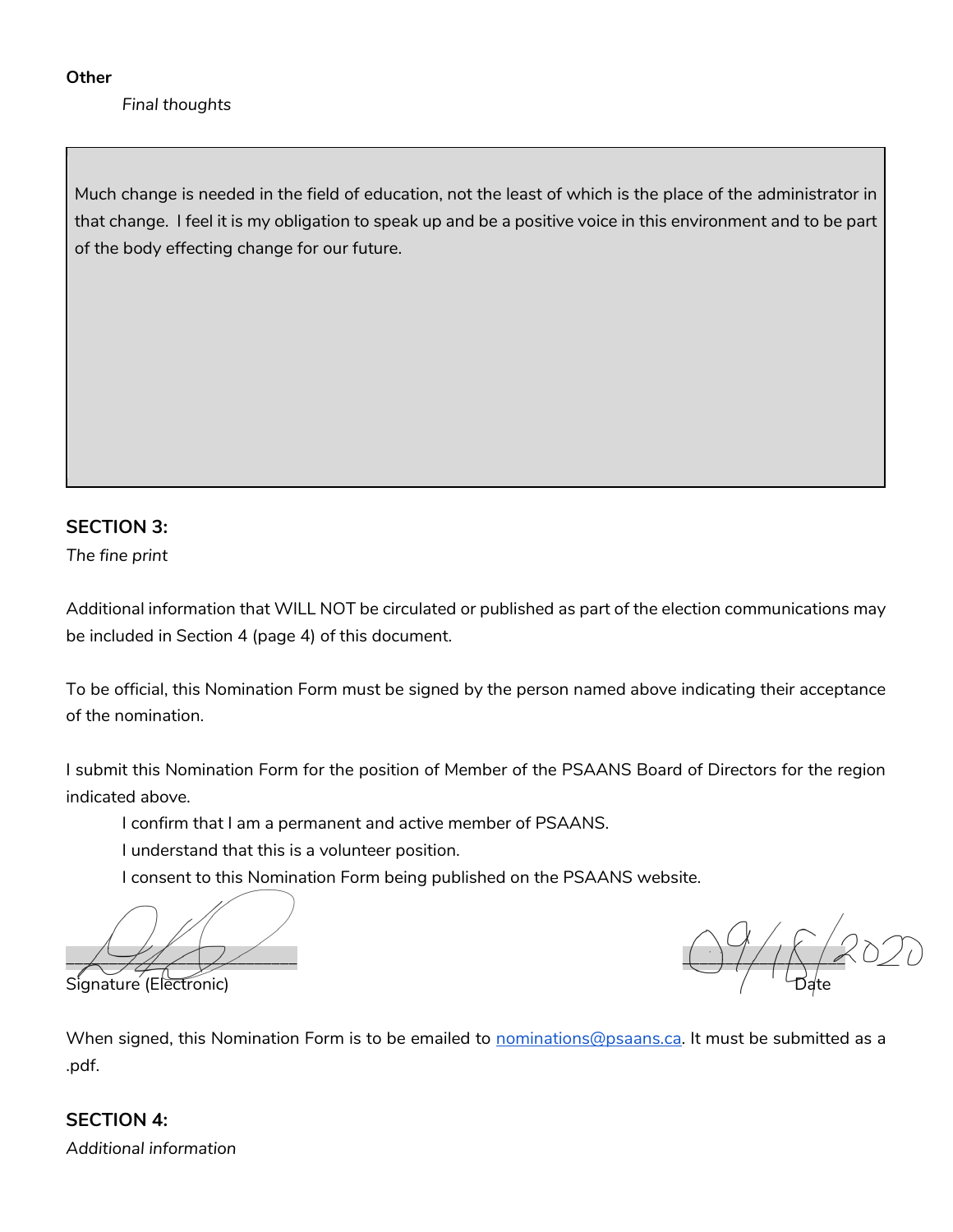**Other**

*Final thoughts*

Much change is needed in the field of education, not the least of which is the place of the administrator in that change. I feel it is my obligation to speak up and be a positive voice in this environment and to be part of the body effecting change for our future.

**SECTION 3:**

*The fine print*

Additional information that WILL NOT be circulated or published as part of the election communications may be included in Section 4 (page 4) of this document.

To be official, this Nomination Form must be signed by the person named above indicating their acceptance of the nomination.

I submit this Nomination Form for the position of Member of the PSAANS Board of Directors for the region indicated above.

I confirm that I am a permanent and active member of PSAANS.

I understand that this is a volunteer position.

I consent to this Nomination Form being published on the PSAANS website.

_______________________ 09/18/2020

Signature (Electronic) Date

When signed, this Nomination Form is to be emailed to nominations@psaans.ca. It must be submitted as a .pdf.

**SECTION 4:**

*Additional information*